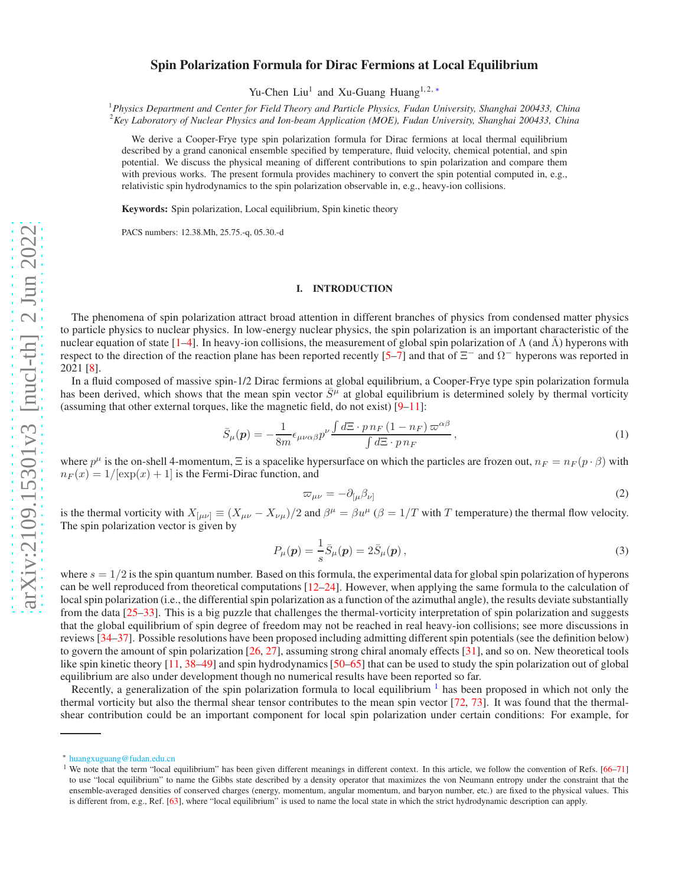# Spin Polarization Formula for Dirac Fermions at Local Equilibrium

Yu-Chen Liu[1] and Xu-Guang Huang[1,2,*]

[1] *Physics Department and Center for Field Theory and Particle Physics, Fudan University, Shanghai 200433, China*
[2] *Key Laboratory of Nuclear Physics and Ion-beam Application (MOE), Fudan University, Shanghai 200433, China*

We derive a Cooper-Frye type spin polarization formula for Dirac fermions at local thermal equilibrium described by a grand canonical ensemble specified by temperature, fluid velocity, chemical potential, and spin potential. We discuss the physical meaning of different contributions to spin polarization and compare them with previous works. The present formula provides machinery to convert the spin potential computed in, e.g., relativistic spin hydrodynamics to the spin polarization observable in, e.g., heavy-ion collisions.

**Keywords:** Spin polarization, Local equilibrium, Spin kinetic theory

PACS numbers: 12.38.Mh, 25.75.-q, 05.30.-d

## I. INTRODUCTION

The phenomena of spin polarization attract broad attention in different branches of physics from condensed matter physics to particle physics to nuclear physics. In low-energy nuclear physics, the spin polarization is an important characteristic of the nuclear equation of state [1–4]. In heavy-ion collisions, the measurement of global spin polarization of $\Lambda$ (and $\bar{\Lambda}$) hyperons with respect to the direction of the reaction plane has been reported recently [5–7] and that of $\Xi^-$ and $\Omega^-$ hyperons was reported in 2021 [8].

In a fluid composed of massive spin-1/2 Dirac fermions at global equilibrium, a Cooper-Frye type spin polarization formula has been derived, which shows that the mean spin vector $\bar{S}^\mu$ at global equilibrium is determined solely by thermal vorticity (assuming that other external torques, like the magnetic field, do not exist) [9–11]:

$$\bar{S}_\mu(\boldsymbol{p}) = -\frac{1}{8m}\epsilon_{\mu\nu\alpha\beta}p^\nu \frac{\int d\Xi\cdot p\, n_F\,(1-n_F)\,\varpi^{\alpha\beta}}{\int d\Xi\cdot p\, n_F}\,, \tag{1}$$

where $p^\mu$ is the on-shell 4-momentum, $\Xi$ is a spacelike hypersurface on which the particles are frozen out, $n_F = n_F(p\cdot\beta)$ with $n_F(x) = 1/[\exp(x)+1]$ is the Fermi-Dirac function, and

$$\varpi_{\mu\nu} = -\partial_{[\mu}\beta_{\nu]} \tag{2}$$

is the thermal vorticity with $X_{[\mu\nu]} \equiv (X_{\mu\nu} - X_{\nu\mu})/2$ and $\beta^\mu = \beta u^\mu$ ($\beta = 1/T$ with $T$ temperature) the thermal flow velocity. The spin polarization vector is given by

$$P_\mu(\boldsymbol{p}) = \frac{1}{s}\bar{S}_\mu(\boldsymbol{p}) = 2\bar{S}_\mu(\boldsymbol{p})\,, \tag{3}$$

where $s = 1/2$ is the spin quantum number. Based on this formula, the experimental data for global spin polarization of hyperons can be well reproduced from theoretical computations [12–24]. However, when applying the same formula to the calculation of local spin polarization (i.e., the differential spin polarization as a function of the azimuthal angle), the results deviate substantially from the data [25–33]. This is a big puzzle that challenges the thermal-vorticity interpretation of spin polarization and suggests that the global equilibrium of spin degree of freedom may not be reached in real heavy-ion collisions; see more discussions in reviews [34–37]. Possible resolutions have been proposed including admitting different spin potentials (see the definition below) to govern the amount of spin polarization [26, 27], assuming strong chiral anomaly effects [31], and so on. New theoretical tools like spin kinetic theory [11, 38–49] and spin hydrodynamics [50–65] that can be used to study the spin polarization out of global equilibrium are also under development though no numerical results have been reported so far.

Recently, a generalization of the spin polarization formula to local equilibrium [1] has been proposed in which not only the thermal vorticity but also the thermal shear tensor contributes to the mean spin vector [72, 73]. It was found that the thermal-shear contribution could be an important component for local spin polarization under certain conditions: For example, for

---

[*] huangxuguang@fudan.edu.cn

[1] We note that the term "local equilibrium" has been given different meanings in different context. In this article, we follow the convention of Refs. [66–71] to use "local equilibrium" to name the Gibbs state described by a density operator that maximizes the von Neumann entropy under the constraint that the ensemble-averaged densities of conserved charges (energy, momentum, angular momentum, and baryon number, etc.) are fixed to the physical values. This is different from, e.g., Ref. [63], where "local equilibrium" is used to name the local state in which the strict hydrodynamic description can apply.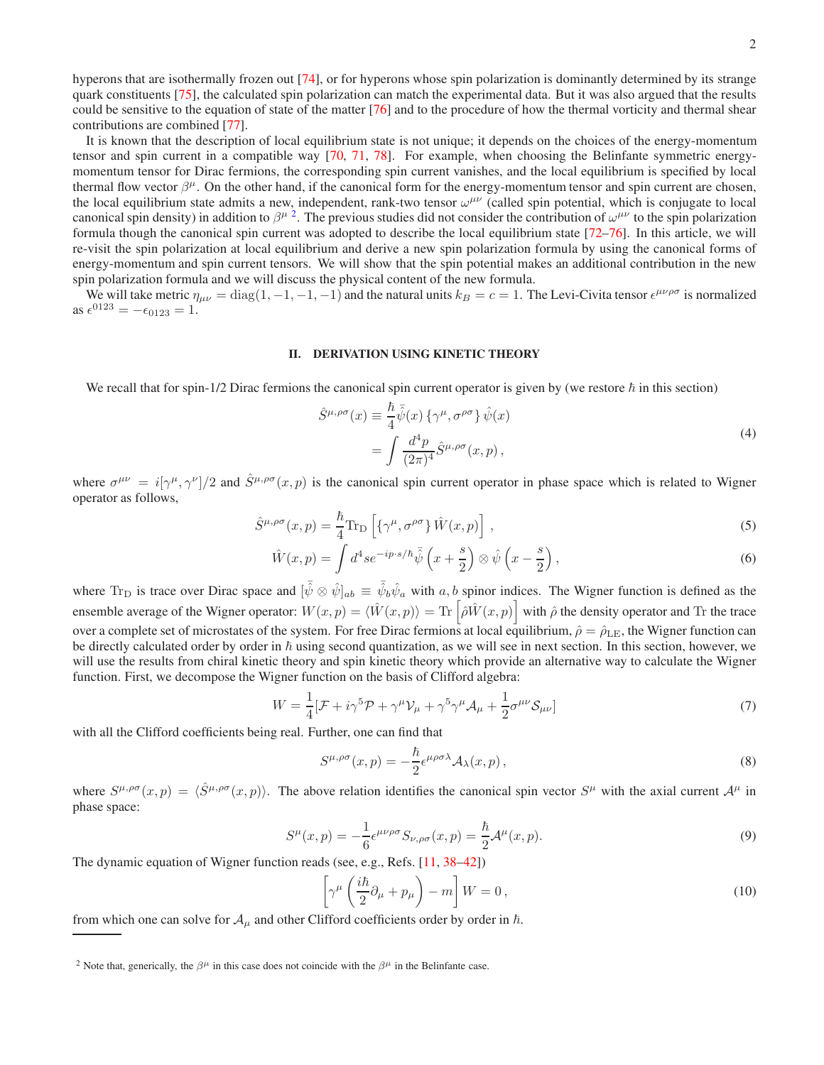hyperons that are isothermally frozen out [74], or for hyperons whose spin polarization is dominantly determined by its strange quark constituents [75], the calculated spin polarization can match the experimental data. But it was also argued that the results could be sensitive to the equation of state of the matter [76] and to the procedure of how the thermal vorticity and thermal shear contributions are combined [77].

It is known that the description of local equilibrium state is not unique; it depends on the choices of the energy-momentum tensor and spin current in a compatible way [70, 71, 78]. For example, when choosing the Belinfante symmetric energy-momentum tensor for Dirac fermions, the corresponding spin current vanishes, and the local equilibrium is specified by local thermal flow vector $\beta^\mu$. On the other hand, if the canonical form for the energy-momentum tensor and spin current are chosen, the local equilibrium state admits a new, independent, rank-two tensor $\omega^{\mu\nu}$ (called spin potential, which is conjugate to local canonical spin density) in addition to $\beta^\mu$ [2]. The previous studies did not consider the contribution of $\omega^{\mu\nu}$ to the spin polarization formula though the canonical spin current was adopted to describe the local equilibrium state [72–76]. In this article, we will re-visit the spin polarization at local equilibrium and derive a new spin polarization formula by using the canonical forms of energy-momentum and spin current tensors. We will show that the spin potential makes an additional contribution in the new spin polarization formula and we will discuss the physical content of the new formula.

We will take metric $\eta_{\mu\nu} = \mathrm{diag}(1, -1, -1, -1)$ and the natural units $k_B = c = 1$. The Levi-Civita tensor $\epsilon^{\mu\nu\rho\sigma}$ is normalized as $\epsilon^{0123} = -\epsilon_{0123} = 1$.

## II. DERIVATION USING KINETIC THEORY

We recall that for spin-1/2 Dirac fermions the canonical spin current operator is given by (we restore $\hbar$ in this section)

$$
\begin{aligned}
\hat{S}^{\mu,\rho\sigma}(x) &\equiv \frac{\hbar}{4}\bar{\hat{\psi}}(x)\left\{\gamma^\mu, \sigma^{\rho\sigma}\right\}\hat{\psi}(x) \\
&= \int \frac{d^4p}{(2\pi)^4}\hat{S}^{\mu,\rho\sigma}(x,p)\,,
\end{aligned}
\tag{4}
$$

where $\sigma^{\mu\nu} = i[\gamma^\mu, \gamma^\nu]/2$ and $\hat{S}^{\mu,\rho\sigma}(x,p)$ is the canonical spin current operator in phase space which is related to Wigner operator as follows,

$$
\hat{S}^{\mu,\rho\sigma}(x,p) = \frac{\hbar}{4}\mathrm{Tr_D}\left[\left\{\gamma^\mu, \sigma^{\rho\sigma}\right\}\hat{W}(x,p)\right]\,, \tag{5}
$$

$$
\hat{W}(x,p) = \int d^4s e^{-ip\cdot s/\hbar}\bar{\hat{\psi}}\left(x+\frac{s}{2}\right)\otimes\hat{\psi}\left(x-\frac{s}{2}\right), \tag{6}
$$

where $\mathrm{Tr_D}$ is trace over Dirac space and $[\bar{\hat{\psi}}\otimes\hat{\psi}]_{ab} \equiv \bar{\hat{\psi}}_b\hat{\psi}_a$ with $a, b$ spinor indices. The Wigner function is defined as the ensemble average of the Wigner operator: $W(x,p) = \langle\hat{W}(x,p)\rangle = \mathrm{Tr}\left[\hat{\rho}\hat{W}(x,p)\right]$ with $\hat{\rho}$ the density operator and Tr the trace over a complete set of microstates of the system. For free Dirac fermions at local equilibrium, $\hat{\rho} = \hat{\rho}_{\mathrm{LE}}$, the Wigner function can be directly calculated order by order in $\hbar$ using second quantization, as we will see in next section. In this section, however, we will use the results from chiral kinetic theory and spin kinetic theory which provide an alternative way to calculate the Wigner function. First, we decompose the Wigner function on the basis of Clifford algebra:

$$
W = \frac{1}{4}[\mathcal{F} + i\gamma^5\mathcal{P} + \gamma^\mu\mathcal{V}_\mu + \gamma^5\gamma^\mu\mathcal{A}_\mu + \frac{1}{2}\sigma^{\mu\nu}\mathcal{S}_{\mu\nu}] \tag{7}
$$

with all the Clifford coefficients being real. Further, one can find that

$$
S^{\mu,\rho\sigma}(x,p) = -\frac{\hbar}{2}\epsilon^{\mu\rho\sigma\lambda}\mathcal{A}_\lambda(x,p)\,, \tag{8}
$$

where $S^{\mu,\rho\sigma}(x,p) = \langle\hat{S}^{\mu,\rho\sigma}(x,p)\rangle$. The above relation identifies the canonical spin vector $S^\mu$ with the axial current $\mathcal{A}^\mu$ in phase space:

$$
S^\mu(x,p) = -\frac{1}{6}\epsilon^{\mu\nu\rho\sigma}S_{\nu,\rho\sigma}(x,p) = \frac{\hbar}{2}\mathcal{A}^\mu(x,p). \tag{9}
$$

The dynamic equation of Wigner function reads (see, e.g., Refs. [11, 38–42])

$$
\left[\gamma^\mu\left(\frac{i\hbar}{2}\partial_\mu + p_\mu\right) - m\right]W = 0\,, \tag{10}
$$

from which one can solve for $\mathcal{A}_\mu$ and other Clifford coefficients order by order in $\hbar$.

---

[2] Note that, generically, the $\beta^\mu$ in this case does not coincide with the $\beta^\mu$ in the Belinfante case.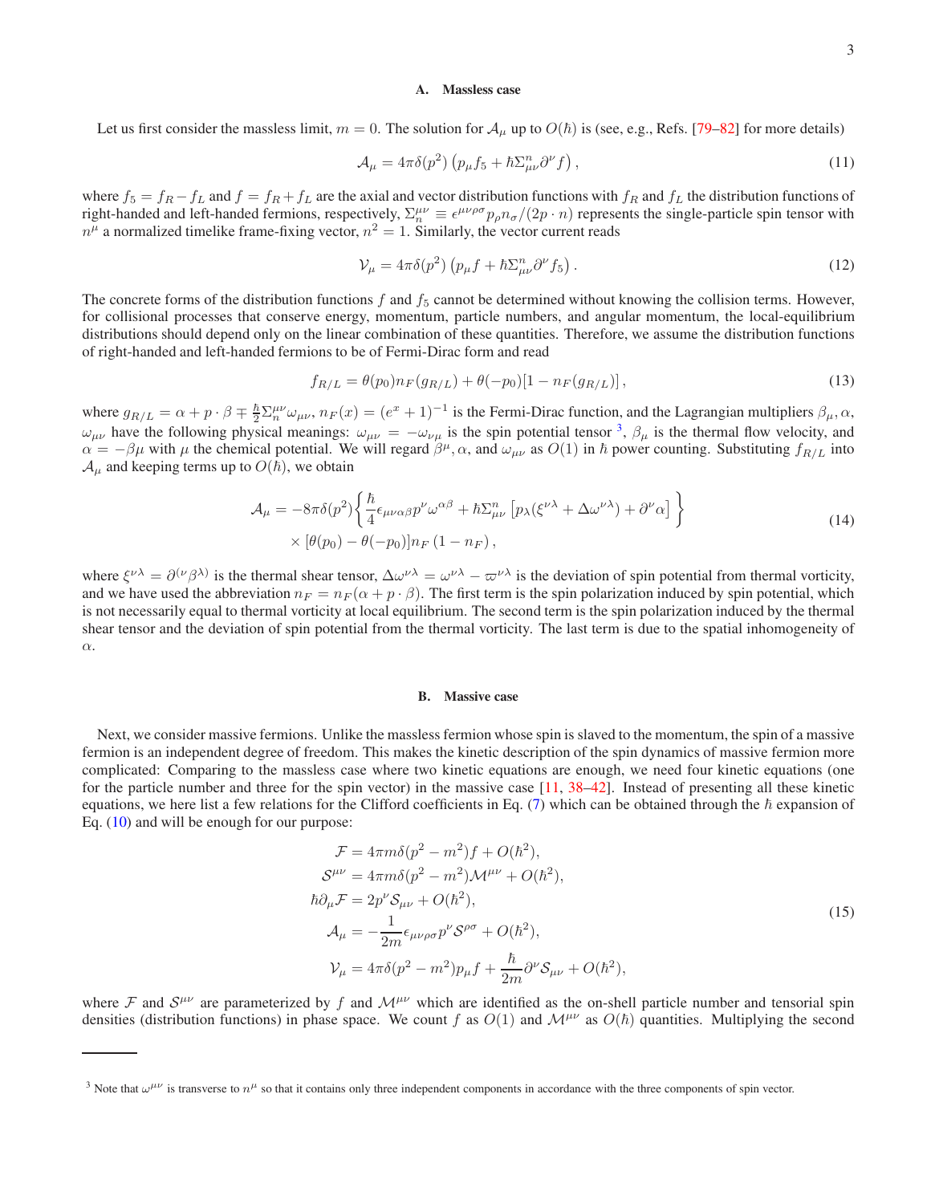### A. Massless case

Let us first consider the massless limit, $m = 0$. The solution for $\mathcal{A}_\mu$ up to $O(\hbar)$ is (see, e.g., Refs. [79–82] for more details)

$$\mathcal{A}_\mu = 4\pi\delta(p^2)\left(p_\mu f_5 + \hbar\Sigma^n_{\mu\nu}\partial^\nu f\right), \tag{11}$$

where $f_5 = f_R - f_L$ and $f = f_R + f_L$ are the axial and vector distribution functions with $f_R$ and $f_L$ the distribution functions of right-handed and left-handed fermions, respectively, $\Sigma^{\mu\nu}_n \equiv \epsilon^{\mu\nu\rho\sigma}p_\rho n_\sigma/(2p\cdot n)$ represents the single-particle spin tensor with $n^\mu$ a normalized timelike frame-fixing vector, $n^2 = 1$. Similarly, the vector current reads

$$\mathcal{V}_\mu = 4\pi\delta(p^2)\left(p_\mu f + \hbar\Sigma^n_{\mu\nu}\partial^\nu f_5\right). \tag{12}$$

The concrete forms of the distribution functions $f$ and $f_5$ cannot be determined without knowing the collision terms. However, for collisional processes that conserve energy, momentum, particle numbers, and angular momentum, the local-equilibrium distributions should depend only on the linear combination of these quantities. Therefore, we assume the distribution functions of right-handed and left-handed fermions to be of Fermi-Dirac form and read

$$f_{R/L} = \theta(p_0)n_F(g_{R/L}) + \theta(-p_0)[1 - n_F(g_{R/L})], \tag{13}$$

where $g_{R/L} = \alpha + p\cdot\beta \mp \frac{\hbar}{2}\Sigma^{\mu\nu}_n\omega_{\mu\nu}$, $n_F(x) = (e^x + 1)^{-1}$ is the Fermi-Dirac function, and the Lagrangian multipliers $\beta_\mu, \alpha$, $\omega_{\mu\nu}$ have the following physical meanings: $\omega_{\mu\nu} = -\omega_{\nu\mu}$ is the spin potential tensor [3], $\beta_\mu$ is the thermal flow velocity, and $\alpha = -\beta\mu$ with $\mu$ the chemical potential. We will regard $\beta^\mu, \alpha$, and $\omega_{\mu\nu}$ as $O(1)$ in $\hbar$ power counting. Substituting $f_{R/L}$ into $\mathcal{A}_\mu$ and keeping terms up to $O(\hbar)$, we obtain

$$\begin{aligned}\mathcal{A}_\mu = -8\pi\delta(p^2)&\left\{\frac{\hbar}{4}\epsilon_{\mu\nu\alpha\beta}p^\nu\omega^{\alpha\beta} + \hbar\Sigma^n_{\mu\nu}\left[p_\lambda(\xi^{\nu\lambda} + \Delta\omega^{\nu\lambda}) + \partial^\nu\alpha\right]\right\}\\ &\times[\theta(p_0) - \theta(-p_0)]n_F\,(1 - n_F)\,,\end{aligned} \tag{14}$$

where $\xi^{\nu\lambda} = \partial^{(\nu}\beta^{\lambda)}$ is the thermal shear tensor, $\Delta\omega^{\nu\lambda} = \omega^{\nu\lambda} - \varpi^{\nu\lambda}$ is the deviation of spin potential from thermal vorticity, and we have used the abbreviation $n_F = n_F(\alpha + p\cdot\beta)$. The first term is the spin polarization induced by spin potential, which is not necessarily equal to thermal vorticity at local equilibrium. The second term is the spin polarization induced by the thermal shear tensor and the deviation of spin potential from the thermal vorticity. The last term is due to the spatial inhomogeneity of $\alpha$.

### B. Massive case

Next, we consider massive fermions. Unlike the massless fermion whose spin is slaved to the momentum, the spin of a massive fermion is an independent degree of freedom. This makes the kinetic description of the spin dynamics of massive fermion more complicated: Comparing to the massless case where two kinetic equations are enough, we need four kinetic equations (one for the particle number and three for the spin vector) in the massive case [11, 38–42]. Instead of presenting all these kinetic equations, we here list a few relations for the Clifford coefficients in Eq. (7) which can be obtained through the $\hbar$ expansion of Eq. (10) and will be enough for our purpose:

$$\begin{aligned}\mathcal{F} &= 4\pi m\delta(p^2 - m^2)f + O(\hbar^2),\\ \mathcal{S}^{\mu\nu} &= 4\pi m\delta(p^2 - m^2)\mathcal{M}^{\mu\nu} + O(\hbar^2),\\ \hbar\partial_\mu\mathcal{F} &= 2p^\nu\mathcal{S}_{\mu\nu} + O(\hbar^2),\\ \mathcal{A}_\mu &= -\frac{1}{2m}\epsilon_{\mu\nu\rho\sigma}p^\nu\mathcal{S}^{\rho\sigma} + O(\hbar^2),\\ \mathcal{V}_\mu &= 4\pi\delta(p^2 - m^2)p_\mu f + \frac{\hbar}{2m}\partial^\nu\mathcal{S}_{\mu\nu} + O(\hbar^2),\end{aligned} \tag{15}$$

where $\mathcal{F}$ and $\mathcal{S}^{\mu\nu}$ are parameterized by $f$ and $\mathcal{M}^{\mu\nu}$ which are identified as the on-shell particle number and tensorial spin densities (distribution functions) in phase space. We count $f$ as $O(1)$ and $\mathcal{M}^{\mu\nu}$ as $O(\hbar)$ quantities. Multiplying the second

---

[3] Note that $\omega^{\mu\nu}$ is transverse to $n^\mu$ so that it contains only three independent components in accordance with the three components of spin vector.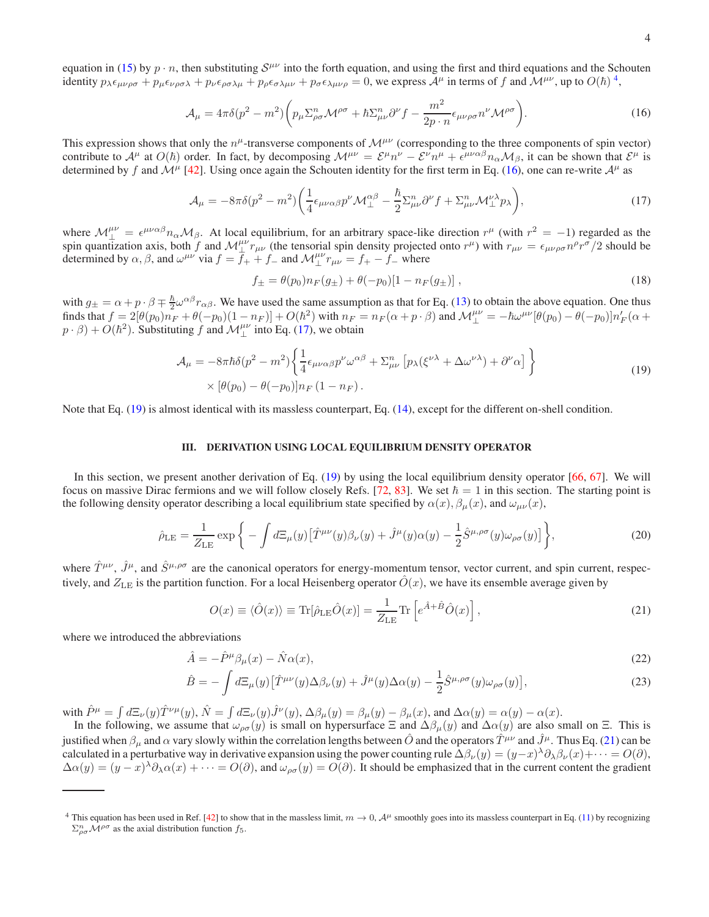equation in (15) by $p \cdot n$, then substituting $\mathcal{S}^{\mu\nu}$ into the forth equation, and using the first and third equations and the Schouten identity $p_\lambda \epsilon_{\mu\nu\rho\sigma} + p_\mu \epsilon_{\nu\rho\sigma\lambda} + p_\nu \epsilon_{\rho\sigma\lambda\mu} + p_\rho \epsilon_{\sigma\lambda\mu\nu} + p_\sigma \epsilon_{\lambda\mu\nu\rho} = 0$, we express $\mathcal{A}^\mu$ in terms of $f$ and $\mathcal{M}^{\mu\nu}$, up to $O(\hbar)$ [4],

$$
\mathcal{A}_\mu = 4\pi\delta(p^2 - m^2)\left( p_\mu \Sigma^n_{\rho\sigma}\mathcal{M}^{\rho\sigma} + \hbar \Sigma^n_{\mu\nu}\partial^\nu f - \frac{m^2}{2p\cdot n}\epsilon_{\mu\nu\rho\sigma}n^\nu \mathcal{M}^{\rho\sigma} \right). \tag{16}
$$

This expression shows that only the $n^\mu$-transverse components of $\mathcal{M}^{\mu\nu}$ (corresponding to the three components of spin vector) contribute to $\mathcal{A}^\mu$ at $O(\hbar)$ order. In fact, by decomposing $\mathcal{M}^{\mu\nu} = \mathcal{E}^\mu n^\nu - \mathcal{E}^\nu n^\mu + \epsilon^{\mu\nu\alpha\beta}n_\alpha \mathcal{M}_\beta$, it can be shown that $\mathcal{E}^\mu$ is determined by $f$ and $\mathcal{M}^\mu$ [42]. Using once again the Schouten identity for the first term in Eq. (16), one can re-write $\mathcal{A}^\mu$ as

$$
\mathcal{A}_\mu = -8\pi\delta(p^2 - m^2)\left( \frac{1}{4}\epsilon_{\mu\nu\alpha\beta}p^\nu \mathcal{M}_\perp^{\alpha\beta} - \frac{\hbar}{2}\Sigma^n_{\mu\nu}\partial^\nu f + \Sigma^n_{\mu\nu}\mathcal{M}_\perp^{\nu\lambda}p_\lambda \right), \tag{17}
$$

where $\mathcal{M}_\perp^{\mu\nu} = \epsilon^{\mu\nu\alpha\beta}n_\alpha \mathcal{M}_\beta$. At local equilibrium, for an arbitrary space-like direction $r^\mu$ (with $r^2 = -1$) regarded as the spin quantization axis, both $f$ and $\mathcal{M}_\perp^{\mu\nu} r_{\mu\nu}$ (the tensorial spin density projected onto $r^\mu$) with $r_{\mu\nu} = \epsilon_{\mu\nu\rho\sigma}n^\rho r^\sigma/2$ should be determined by $\alpha$, $\beta$, and $\omega^{\mu\nu}$ via $f = f_+ + f_-$ and $\mathcal{M}_\perp^{\mu\nu} r_{\mu\nu} = f_+ - f_-$ where

$$
f_\pm = \theta(p_0)n_F(g_\pm) + \theta(-p_0)[1 - n_F(g_\pm)]\,, \tag{18}
$$

with $g_\pm = \alpha + p\cdot\beta \mp \frac{\hbar}{2}\omega^{\alpha\beta}r_{\alpha\beta}$. We have used the same assumption as that for Eq. (13) to obtain the above equation. One thus finds that $f = 2[\theta(p_0)n_F + \theta(-p_0)(1 - n_F)] + O(\hbar^2)$ with $n_F = n_F(\alpha + p\cdot\beta)$ and $\mathcal{M}_\perp^{\mu\nu} = -\hbar\omega^{\mu\nu}[\theta(p_0) - \theta(-p_0)]n_F'(\alpha + p\cdot\beta) + O(\hbar^2)$. Substituting $f$ and $\mathcal{M}_\perp^{\mu\nu}$ into Eq. (17), we obtain

$$
\begin{aligned}
\mathcal{A}_\mu = -8\pi\hbar\delta(p^2 - m^2)&\left\{ \frac{1}{4}\epsilon_{\mu\nu\alpha\beta}p^\nu\omega^{\alpha\beta} + \Sigma^n_{\mu\nu}\left[ p_\lambda(\xi^{\nu\lambda} + \Delta\omega^{\nu\lambda}) + \partial^\nu\alpha \right] \right\} \\
&\times [\theta(p_0) - \theta(-p_0)]n_F(1 - n_F)\,.
\end{aligned} \tag{19}
$$

Note that Eq. (19) is almost identical with its massless counterpart, Eq. (14), except for the different on-shell condition.

## III. DERIVATION USING LOCAL EQUILIBRIUM DENSITY OPERATOR

In this section, we present another derivation of Eq. (19) by using the local equilibrium density operator [66, 67]. We will focus on massive Dirac fermions and we will follow closely Refs. [72, 83]. We set $\hbar = 1$ in this section. The starting point is the following density operator describing a local equilibrium state specified by $\alpha(x)$, $\beta_\mu(x)$, and $\omega_{\mu\nu}(x)$,

$$
\hat{\rho}_{\text{LE}} = \frac{1}{Z_{\text{LE}}}\exp\left\{ -\int d\Xi_\mu(y)\left[ \hat{T}^{\mu\nu}(y)\beta_\nu(y) + \hat{J}^\mu(y)\alpha(y) - \frac{1}{2}\hat{S}^{\mu,\rho\sigma}(y)\omega_{\rho\sigma}(y) \right] \right\}, \tag{20}
$$

where $\hat{T}^{\mu\nu}$, $\hat{J}^\mu$, and $\hat{S}^{\mu,\rho\sigma}$ are the canonical operators for energy-momentum tensor, vector current, and spin current, respectively, and $Z_{\text{LE}}$ is the partition function. For a local Heisenberg operator $\hat{O}(x)$, we have its ensemble average given by

$$
O(x) \equiv \langle \hat{O}(x) \rangle \equiv \text{Tr}[\hat{\rho}_{\text{LE}}\hat{O}(x)] = \frac{1}{Z_{\text{LE}}}\text{Tr}\left[ e^{\hat{A}+\hat{B}}\hat{O}(x) \right], \tag{21}
$$

where we introduced the abbreviations

$$
\hat{A} = -\hat{P}^\mu\beta_\mu(x) - \hat{N}\alpha(x), \tag{22}
$$

$$
\hat{B} = -\int d\Xi_\mu(y)\left[ \hat{T}^{\mu\nu}(y)\Delta\beta_\nu(y) + \hat{J}^\mu(y)\Delta\alpha(y) - \frac{1}{2}\hat{S}^{\mu,\rho\sigma}(y)\omega_{\rho\sigma}(y) \right], \tag{23}
$$

with $\hat{P}^\mu = \int d\Xi_\nu(y)\hat{T}^{\nu\mu}(y)$, $\hat{N} = \int d\Xi_\nu(y)\hat{J}^\nu(y)$, $\Delta\beta_\mu(y) = \beta_\mu(y) - \beta_\mu(x)$, and $\Delta\alpha(y) = \alpha(y) - \alpha(x)$.

In the following, we assume that $\omega_{\rho\sigma}(y)$ is small on hypersurface $\Xi$ and $\Delta\beta_\mu(y)$ and $\Delta\alpha(y)$ are also small on $\Xi$. This is justified when $\beta_\mu$ and $\alpha$ vary slowly within the correlation lengths between $\hat{O}$ and the operators $\hat{T}^{\mu\nu}$ and $\hat{J}^\mu$. Thus Eq. (21) can be calculated in a perturbative way in derivative expansion using the power counting rule $\Delta\beta_\nu(y) = (y - x)^\lambda\partial_\lambda\beta_\nu(x) + \cdots = O(\partial)$, $\Delta\alpha(y) = (y - x)^\lambda\partial_\lambda\alpha(x) + \cdots = O(\partial)$, and $\omega_{\rho\sigma}(y) = O(\partial)$. It should be emphasized that in the current content the gradient

---

[4] This equation has been used in Ref. [42] to show that in the massless limit, $m \to 0$, $\mathcal{A}^\mu$ smoothly goes into its massless counterpart in Eq. (11) by recognizing $\Sigma^n_{\rho\sigma}\mathcal{M}^{\rho\sigma}$ as the axial distribution function $f_5$.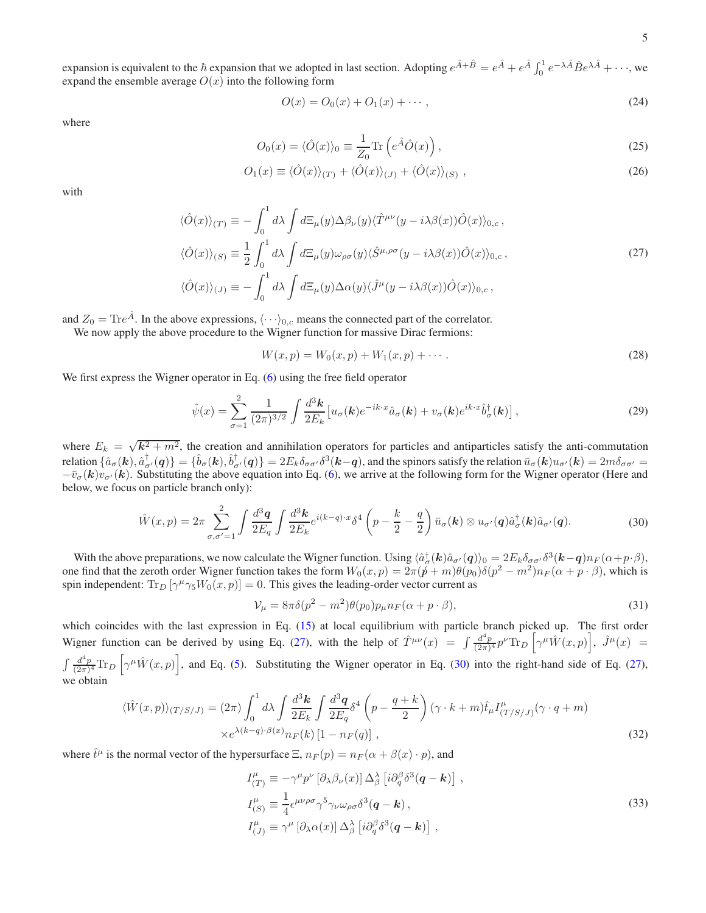expansion is equivalent to the $\hbar$ expansion that we adopted in last section. Adopting $e^{\hat{A}+\hat{B}} = e^{\hat{A}} + e^{\hat{A}}\int_0^1 e^{-\lambda\hat{A}}\hat{B}e^{\lambda\hat{A}} + \cdots$, we expand the ensemble average $O(x)$ into the following form

$$
O(x) = O_0(x) + O_1(x) + \cdots , \tag{24}
$$

where

$$
O_0(x) = \langle \hat{O}(x)\rangle_0 \equiv \frac{1}{Z_0}\mathrm{Tr}\left(e^{\hat{A}}\hat{O}(x)\right), \tag{25}
$$

$$
O_1(x) \equiv \langle \hat{O}(x)\rangle_{(T)} + \langle \hat{O}(x)\rangle_{(J)} + \langle \hat{O}(x)\rangle_{(S)} \ , \tag{26}
$$

with

$$
\begin{aligned}
\langle \hat{O}(x)\rangle_{(T)} &\equiv -\int_0^1 d\lambda \int d\Xi_\mu(y)\Delta\beta_\nu(y)\langle \hat{T}^{\mu\nu}(y-i\lambda\beta(x))\hat{O}(x)\rangle_{0,c}\,, \\
\langle \hat{O}(x)\rangle_{(S)} &\equiv \frac{1}{2}\int_0^1 d\lambda \int d\Xi_\mu(y)\omega_{\rho\sigma}(y)\langle \hat{S}^{\mu,\rho\sigma}(y-i\lambda\beta(x))\hat{O}(x)\rangle_{0,c}\,, \\
\langle \hat{O}(x)\rangle_{(J)} &\equiv -\int_0^1 d\lambda \int d\Xi_\mu(y)\Delta\alpha(y)\langle \hat{J}^{\mu}(y-i\lambda\beta(x))\hat{O}(x)\rangle_{0,c}\,,
\end{aligned} \tag{27}
$$

and $Z_0 = \mathrm{Tr}e^{\hat{A}}$. In the above expressions, $\langle\cdots\rangle_{0,c}$ means the connected part of the correlator.

We now apply the above procedure to the Wigner function for massive Dirac fermions:

$$
W(x,p) = W_0(x,p) + W_1(x,p) + \cdots . \tag{28}
$$

We first express the Wigner operator in Eq. (6) using the free field operator

$$
\hat{\psi}(x) = \sum_{\sigma=1}^{2}\frac{1}{(2\pi)^{3/2}}\int\frac{d^3\boldsymbol{k}}{2E_k}\left[u_\sigma(\boldsymbol{k})e^{-ik\cdot x}\hat{a}_\sigma(\boldsymbol{k}) + v_\sigma(\boldsymbol{k})e^{ik\cdot x}\hat{b}^\dagger_\sigma(\boldsymbol{k})\right], \tag{29}
$$

where $E_k = \sqrt{\boldsymbol{k}^2+m^2}$, the creation and annihilation operators for particles and antiparticles satisfy the anti-commutation relation $\{\hat{a}_\sigma(\boldsymbol{k}),\hat{a}^\dagger_{\sigma'}(\boldsymbol{q})\} = \{\hat{b}_\sigma(\boldsymbol{k}),\hat{b}^\dagger_{\sigma'}(\boldsymbol{q})\} = 2E_k\delta_{\sigma\sigma'}\delta^3(\boldsymbol{k}-\boldsymbol{q})$, and the spinors satisfy the relation $\bar{u}_\sigma(\boldsymbol{k})u_{\sigma'}(\boldsymbol{k}) = 2m\delta_{\sigma\sigma'} = -\bar{v}_\sigma(\boldsymbol{k})v_{\sigma'}(\boldsymbol{k})$. Substituting the above equation into Eq. (6), we arrive at the following form for the Wigner operator (Here and below, we focus on particle branch only):

$$
\hat{W}(x,p) = 2\pi\sum_{\sigma,\sigma'=1}^{2}\int\frac{d^3\boldsymbol{q}}{2E_q}\int\frac{d^3\boldsymbol{k}}{2E_k}e^{i(k-q)\cdot x}\delta^4\left(p-\frac{k}{2}-\frac{q}{2}\right)\bar{u}_\sigma(\boldsymbol{k})\otimes u_{\sigma'}(\boldsymbol{q})\hat{a}^\dagger_\sigma(\boldsymbol{k})\hat{a}_{\sigma'}(\boldsymbol{q}). \tag{30}
$$

With the above preparations, we now calculate the Wigner function. Using $\langle\hat{a}^\dagger_\sigma(\boldsymbol{k})\hat{a}_{\sigma'}(\boldsymbol{q})\rangle_0 = 2E_k\delta_{\sigma\sigma'}\delta^3(\boldsymbol{k}-\boldsymbol{q})n_F(\alpha+p\cdot\beta)$, one find that the zeroth order Wigner function takes the form $W_0(x,p) = 2\pi(\not{p}+m)\theta(p_0)\delta(p^2-m^2)n_F(\alpha+p\cdot\beta)$, which is spin independent: $\mathrm{Tr}_D\left[\gamma^\mu\gamma_5 W_0(x,p)\right] = 0$. This gives the leading-order vector current as

$$
\mathcal{V}_\mu = 8\pi\delta(p^2-m^2)\theta(p_0)p_\mu n_F(\alpha+p\cdot\beta), \tag{31}
$$

which coincides with the last expression in Eq. (15) at local equilibrium with particle branch picked up. The first order Wigner function can be derived by using Eq. (27), with the help of $\hat{T}^{\mu\nu}(x) = \int\frac{d^4p}{(2\pi)^4}p^\nu\mathrm{Tr}_D\left[\gamma^\mu\hat{W}(x,p)\right]$, $\hat{J}^\mu(x) = \int\frac{d^4p}{(2\pi)^4}\mathrm{Tr}_D\left[\gamma^\mu\hat{W}(x,p)\right]$, and Eq. (5). Substituting the Wigner operator in Eq. (30) into the right-hand side of Eq. (27), we obtain

$$
\begin{aligned}
\langle\hat{W}(x,p)\rangle_{(T/S/J)} = (2\pi)\int_0^1 d\lambda\int\frac{d^3\boldsymbol{k}}{2E_k}\int\frac{d^3\boldsymbol{q}}{2E_q}\delta^4\left(p-\frac{q+k}{2}\right)(\gamma\cdot k+m)\hat{t}_\mu I^\mu_{(T/S/J)}(\gamma\cdot q+m) \\
\times e^{\lambda(k-q)\cdot\beta(x)}n_F(k)\left[1-n_F(q)\right],
\end{aligned} \tag{32}
$$

where $\hat{t}^\mu$ is the normal vector of the hypersurface $\Xi$, $n_F(p) = n_F(\alpha+\beta(x)\cdot p)$, and

$$
\begin{aligned}
I^\mu_{(T)} &\equiv -\gamma^\mu p^\nu\left[\partial_\lambda\beta_\nu(x)\right]\Delta^\lambda_\beta\left[i\partial^\beta_q\delta^3(\boldsymbol{q}-\boldsymbol{k})\right]\,, \\
I^\mu_{(S)} &\equiv \frac{1}{4}\epsilon^{\mu\nu\rho\sigma}\gamma^5\gamma_\nu\omega_{\rho\sigma}\delta^3(\boldsymbol{q}-\boldsymbol{k})\,, \\
I^\mu_{(J)} &\equiv \gamma^\mu\left[\partial_\lambda\alpha(x)\right]\Delta^\lambda_\beta\left[i\partial^\beta_q\delta^3(\boldsymbol{q}-\boldsymbol{k})\right]\,,
\end{aligned} \tag{33}
$$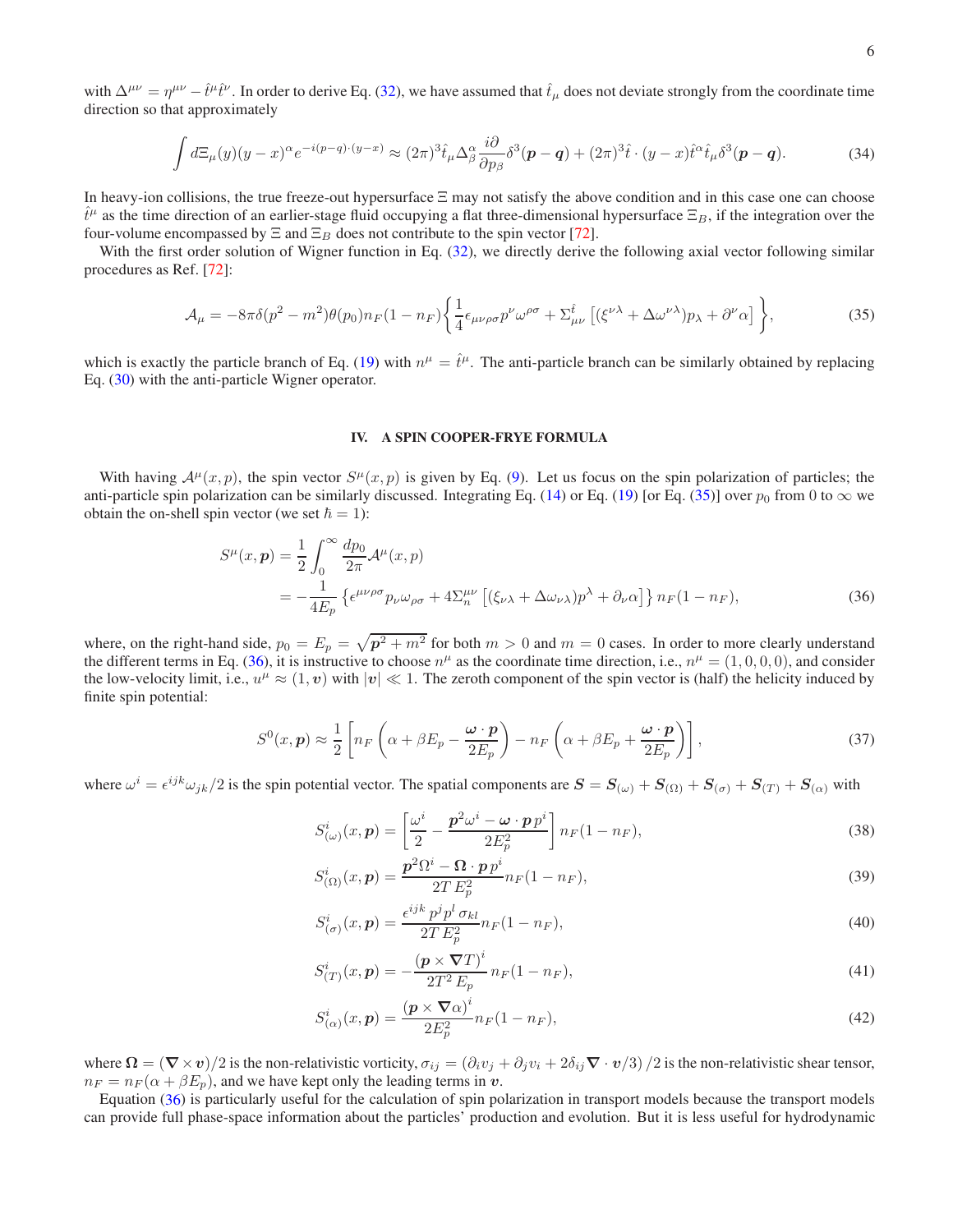with $\Delta^{\mu\nu} = \eta^{\mu\nu} - \hat{t}^\mu \hat{t}^\nu$. In order to derive Eq. (32), we have assumed that $\hat{t}_\mu$ does not deviate strongly from the coordinate time direction so that approximately

$$\int d\Xi_\mu(y)(y-x)^\alpha e^{-i(p-q)\cdot(y-x)} \approx (2\pi)^3 \hat{t}_\mu \Delta^\alpha_\beta \frac{i\partial}{\partial p_\beta}\delta^3(\boldsymbol{p}-\boldsymbol{q}) + (2\pi)^3 \hat{t}\cdot(y-x)\hat{t}^\alpha \hat{t}_\mu \delta^3(\boldsymbol{p}-\boldsymbol{q}). \tag{34}$$

In heavy-ion collisions, the true freeze-out hypersurface $\Xi$ may not satisfy the above condition and in this case one can choose $\hat{t}^\mu$ as the time direction of an earlier-stage fluid occupying a flat three-dimensional hypersurface $\Xi_B$, if the integration over the four-volume encompassed by $\Xi$ and $\Xi_B$ does not contribute to the spin vector [72].

With the first order solution of Wigner function in Eq. (32), we directly derive the following axial vector following similar procedures as Ref. [72]:

$$\mathcal{A}_\mu = -8\pi\delta(p^2-m^2)\theta(p_0)n_F(1-n_F)\left\{\frac{1}{4}\epsilon_{\mu\nu\rho\sigma}p^\nu\omega^{\rho\sigma} + \Sigma^{\hat{t}}_{\mu\nu}\left[(\xi^{\nu\lambda}+\Delta\omega^{\nu\lambda})p_\lambda + \partial^\nu\alpha\right]\right\}, \tag{35}$$

which is exactly the particle branch of Eq. (19) with $n^\mu = \hat{t}^\mu$. The anti-particle branch can be similarly obtained by replacing Eq. (30) with the anti-particle Wigner operator.

## IV. A SPIN COOPER-FRYE FORMULA

With having $\mathcal{A}^\mu(x,p)$, the spin vector $S^\mu(x,p)$ is given by Eq. (9). Let us focus on the spin polarization of particles; the anti-particle spin polarization can be similarly discussed. Integrating Eq. (14) or Eq. (19) [or Eq. (35)] over $p_0$ from 0 to $\infty$ we obtain the on-shell spin vector (we set $\hbar = 1$):

$$\begin{aligned} S^\mu(x,\boldsymbol{p}) &= \frac{1}{2}\int_0^\infty \frac{dp_0}{2\pi}\mathcal{A}^\mu(x,p) \\ &= -\frac{1}{4E_p}\left\{\epsilon^{\mu\nu\rho\sigma}p_\nu\omega_{\rho\sigma} + 4\Sigma^{\mu\nu}_n\left[(\xi_{\nu\lambda}+\Delta\omega_{\nu\lambda})p^\lambda + \partial_\nu\alpha\right]\right\}n_F(1-n_F), \end{aligned} \tag{36}$$

where, on the right-hand side, $p_0 = E_p = \sqrt{\boldsymbol{p}^2+m^2}$ for both $m>0$ and $m=0$ cases. In order to more clearly understand the different terms in Eq. (36), it is instructive to choose $n^\mu$ as the coordinate time direction, i.e., $n^\mu = (1,0,0,0)$, and consider the low-velocity limit, i.e., $u^\mu \approx (1,\boldsymbol{v})$ with $|\boldsymbol{v}| \ll 1$. The zeroth component of the spin vector is (half) the helicity induced by finite spin potential:

$$S^0(x,\boldsymbol{p}) \approx \frac{1}{2}\left[n_F\left(\alpha+\beta E_p - \frac{\boldsymbol{\omega}\cdot\boldsymbol{p}}{2E_p}\right) - n_F\left(\alpha+\beta E_p + \frac{\boldsymbol{\omega}\cdot\boldsymbol{p}}{2E_p}\right)\right], \tag{37}$$

where $\omega^i = \epsilon^{ijk}\omega_{jk}/2$ is the spin potential vector. The spatial components are $\boldsymbol{S} = \boldsymbol{S}_{(\omega)} + \boldsymbol{S}_{(\Omega)} + \boldsymbol{S}_{(\sigma)} + \boldsymbol{S}_{(T)} + \boldsymbol{S}_{(\alpha)}$ with

$$S^i_{(\omega)}(x,\boldsymbol{p}) = \left[\frac{\omega^i}{2} - \frac{\boldsymbol{p}^2\omega^i - \boldsymbol{\omega}\cdot\boldsymbol{p}\,p^i}{2E_p^2}\right]n_F(1-n_F), \tag{38}$$

$$S^i_{(\Omega)}(x,\boldsymbol{p}) = \frac{\boldsymbol{p}^2\Omega^i - \boldsymbol{\Omega}\cdot\boldsymbol{p}\,p^i}{2T\,E_p^2}n_F(1-n_F), \tag{39}$$

$$S^i_{(\sigma)}(x,\boldsymbol{p}) = \frac{\epsilon^{ijk}\,p^j p^l\,\sigma_{kl}}{2T\,E_p^2}n_F(1-n_F), \tag{40}$$

$$S^i_{(T)}(x,\boldsymbol{p}) = -\frac{(\boldsymbol{p}\times\boldsymbol{\nabla}T)^i}{2T^2\,E_p}n_F(1-n_F), \tag{41}$$

$$S^i_{(\alpha)}(x,\boldsymbol{p}) = \frac{(\boldsymbol{p}\times\boldsymbol{\nabla}\alpha)^i}{2E_p^2}n_F(1-n_F), \tag{42}$$

where $\boldsymbol{\Omega} = (\boldsymbol{\nabla}\times\boldsymbol{v})/2$ is the non-relativistic vorticity, $\sigma_{ij} = (\partial_i v_j + \partial_j v_i + 2\delta_{ij}\boldsymbol{\nabla}\cdot\boldsymbol{v}/3)/2$ is the non-relativistic shear tensor, $n_F = n_F(\alpha+\beta E_p)$, and we have kept only the leading terms in $\boldsymbol{v}$.

Equation (36) is particularly useful for the calculation of spin polarization in transport models because the transport models can provide full phase-space information about the particles' production and evolution. But it is less useful for hydrodynamic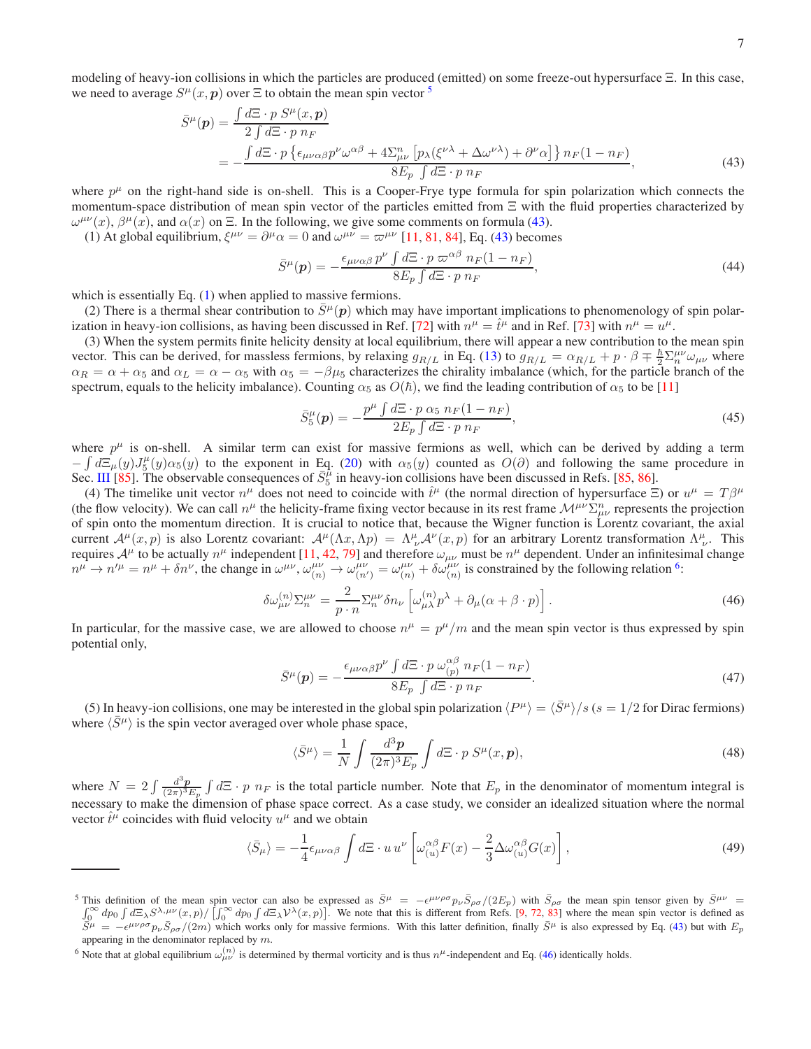modeling of heavy-ion collisions in which the particles are produced (emitted) on some freeze-out hypersurface $\Xi$. In this case, we need to average $S^\mu(x,\boldsymbol{p})$ over $\Xi$ to obtain the mean spin vector [5]

$$\bar{S}^\mu(\boldsymbol{p}) = \frac{\int d\Xi\cdot p\; S^\mu(x,\boldsymbol{p})}{2\int d\Xi\cdot p\; n_F}$$
$$= -\frac{\int d\Xi\cdot p\left\{\epsilon_{\mu\nu\alpha\beta}p^\nu\omega^{\alpha\beta} + 4\Sigma^n_{\mu\nu}\left[p_\lambda(\xi^{\nu\lambda}+\Delta\omega^{\nu\lambda})+\partial^\nu\alpha\right]\right\}n_F(1-n_F)}{8E_p\int d\Xi\cdot p\; n_F}, \tag{43}$$

where $p^\mu$ on the right-hand side is on-shell. This is a Cooper-Frye type formula for spin polarization which connects the momentum-space distribution of mean spin vector of the particles emitted from $\Xi$ with the fluid properties characterized by $\omega^{\mu\nu}(x)$, $\beta^\mu(x)$, and $\alpha(x)$ on $\Xi$. In the following, we give some comments on formula (43).

(1) At global equilibrium, $\xi^{\mu\nu} = \partial^\mu\alpha = 0$ and $\omega^{\mu\nu} = \varpi^{\mu\nu}$ [11, 81, 84], Eq. (43) becomes

$$\bar{S}^\mu(\boldsymbol{p}) = -\frac{\epsilon_{\mu\nu\alpha\beta}\,p^\nu\int d\Xi\cdot p\;\varpi^{\alpha\beta}\;n_F(1-n_F)}{8E_p\int d\Xi\cdot p\;n_F}, \tag{44}$$

which is essentially Eq. (1) when applied to massive fermions.

(2) There is a thermal shear contribution to $\bar{S}^\mu(\boldsymbol{p})$ which may have important implications to phenomenology of spin polarization in heavy-ion collisions, as having been discussed in Ref. [72] with $n^\mu = \hat{t}^\mu$ and in Ref. [73] with $n^\mu = u^\mu$.

(3) When the system permits finite helicity density at local equilibrium, there will appear a new contribution to the mean spin vector. This can be derived, for massless fermions, by relaxing $g_{R/L}$ in Eq. (13) to $g_{R/L} = \alpha_{R/L} + p\cdot\beta \mp \frac{\hbar}{2}\Sigma^{\mu\nu}_n\omega_{\mu\nu}$ where $\alpha_R = \alpha+\alpha_5$ and $\alpha_L = \alpha-\alpha_5$ with $\alpha_5 = -\beta\mu_5$ characterizes the chirality imbalance (which, for the particle branch of the spectrum, equals to the helicity imbalance). Counting $\alpha_5$ as $O(\hbar)$, we find the leading contribution of $\alpha_5$ to be [11]

$$\bar{S}^\mu_5(\boldsymbol{p}) = -\frac{p^\mu\int d\Xi\cdot p\;\alpha_5\;n_F(1-n_F)}{2E_p\int d\Xi\cdot p\;n_F}, \tag{45}$$

where $p^\mu$ is on-shell. A similar term can exist for massive fermions as well, which can be derived by adding a term $-\int d\Xi_\mu(y)J^\mu_5(y)\alpha_5(y)$ to the exponent in Eq. (20) with $\alpha_5(y)$ counted as $O(\partial)$ and following the same procedure in Sec. III [85]. The observable consequences of $\bar{S}^\mu_5$ in heavy-ion collisions have been discussed in Refs. [85, 86].

(4) The timelike unit vector $n^\mu$ does not need to coincide with $\hat{t}^\mu$ (the normal direction of hypersurface $\Xi$) or $u^\mu = T\beta^\mu$ (the flow velocity). We can call $n^\mu$ the helicity-frame fixing vector because in its rest frame $\mathcal{M}^{\mu\nu}\Sigma^n_{\mu\nu}$ represents the projection of spin onto the momentum direction. It is crucial to notice that, because the Wigner function is Lorentz covariant, the axial current $\mathcal{A}^\mu(x,p)$ is also Lorentz covariant: $\mathcal{A}^\mu(\Lambda x,\Lambda p) = \Lambda^\mu_{\ \nu}\mathcal{A}^\nu(x,p)$ for an arbitrary Lorentz transformation $\Lambda^\mu_{\ \nu}$. This requires $\mathcal{A}^\mu$ to be actually $n^\mu$ independent [11, 42, 79] and therefore $\omega_{\mu\nu}$ must be $n^\mu$ dependent. Under an infinitesimal change $n^\mu \to n'^\mu = n^\mu + \delta n^\nu$, the change in $\omega^{\mu\nu}$, $\omega^{\mu\nu}_{(n)} \to \omega^{\mu\nu}_{(n')} = \omega^{\mu\nu}_{(n)} + \delta\omega^{\mu\nu}_{(n)}$ is constrained by the following relation [6]:

$$\delta\omega^{(n)}_{\mu\nu}\Sigma^{\mu\nu}_n = \frac{2}{p\cdot n}\Sigma^{\mu\nu}_n\delta n_\nu\left[\omega^{(n)}_{\mu\lambda}p^\lambda + \partial_\mu(\alpha+\beta\cdot p)\right]. \tag{46}$$

In particular, for the massive case, we are allowed to choose $n^\mu = p^\mu/m$ and the mean spin vector is thus expressed by spin potential only,

$$\bar{S}^\mu(\boldsymbol{p}) = -\frac{\epsilon_{\mu\nu\alpha\beta}p^\nu\int d\Xi\cdot p\;\omega^{\alpha\beta}_{(p)}\;n_F(1-n_F)}{8E_p\int d\Xi\cdot p\;n_F}. \tag{47}$$

(5) In heavy-ion collisions, one may be interested in the global spin polarization $\langle P^\mu\rangle = \langle\bar{S}^\mu\rangle/s$ ($s = 1/2$ for Dirac fermions) where $\langle\bar{S}^\mu\rangle$ is the spin vector averaged over whole phase space,

$$\langle\bar{S}^\mu\rangle = \frac{1}{N}\int\frac{d^3\boldsymbol{p}}{(2\pi)^3E_p}\int d\Xi\cdot p\;S^\mu(x,\boldsymbol{p}), \tag{48}$$

where $N = 2\int\frac{d^3\boldsymbol{p}}{(2\pi)^3E_p}\int d\Xi\cdot p\;n_F$ is the total particle number. Note that $E_p$ in the denominator of momentum integral is necessary to make the dimension of phase space correct. As a case study, we consider an idealized situation where the normal vector $\hat{t}^\mu$ coincides with fluid velocity $u^\mu$ and we obtain

$$\langle\bar{S}_\mu\rangle = -\frac{1}{4}\epsilon_{\mu\nu\alpha\beta}\int d\Xi\cdot u\,u^\nu\left[\omega^{\alpha\beta}_{(u)}F(x) - \frac{2}{3}\Delta\omega^{\alpha\beta}_{(u)}G(x)\right], \tag{49}$$

---

[5] This definition of the mean spin vector can also be expressed as $\bar{S}^\mu = -\epsilon^{\mu\nu\rho\sigma}p_\nu\bar{S}_{\rho\sigma}/(2E_p)$ with $\bar{S}_{\rho\sigma}$ the mean spin tensor given by $\bar{S}^{\mu\nu} = \int_0^\infty dp_0\int d\Xi_\lambda S^{\lambda,\mu\nu}(x,p)/\left[\int_0^\infty dp_0\int d\Xi_\lambda\mathcal{V}^\lambda(x,p)\right]$. We note that this is different from Refs. [9, 72, 83] where the mean spin vector is defined as $\bar{S}^\mu = -\epsilon^{\mu\nu\rho\sigma}p_\nu\bar{S}_{\rho\sigma}/(2m)$ which works only for massive fermions. With this latter definition, finally $\bar{S}^\mu$ is also expressed by Eq. (43) but with $E_p$ appearing in the denominator replaced by $m$.

[6] Note that at global equilibrium $\omega^{(n)}_{\mu\nu}$ is determined by thermal vorticity and is thus $n^\mu$-independent and Eq. (46) identically holds.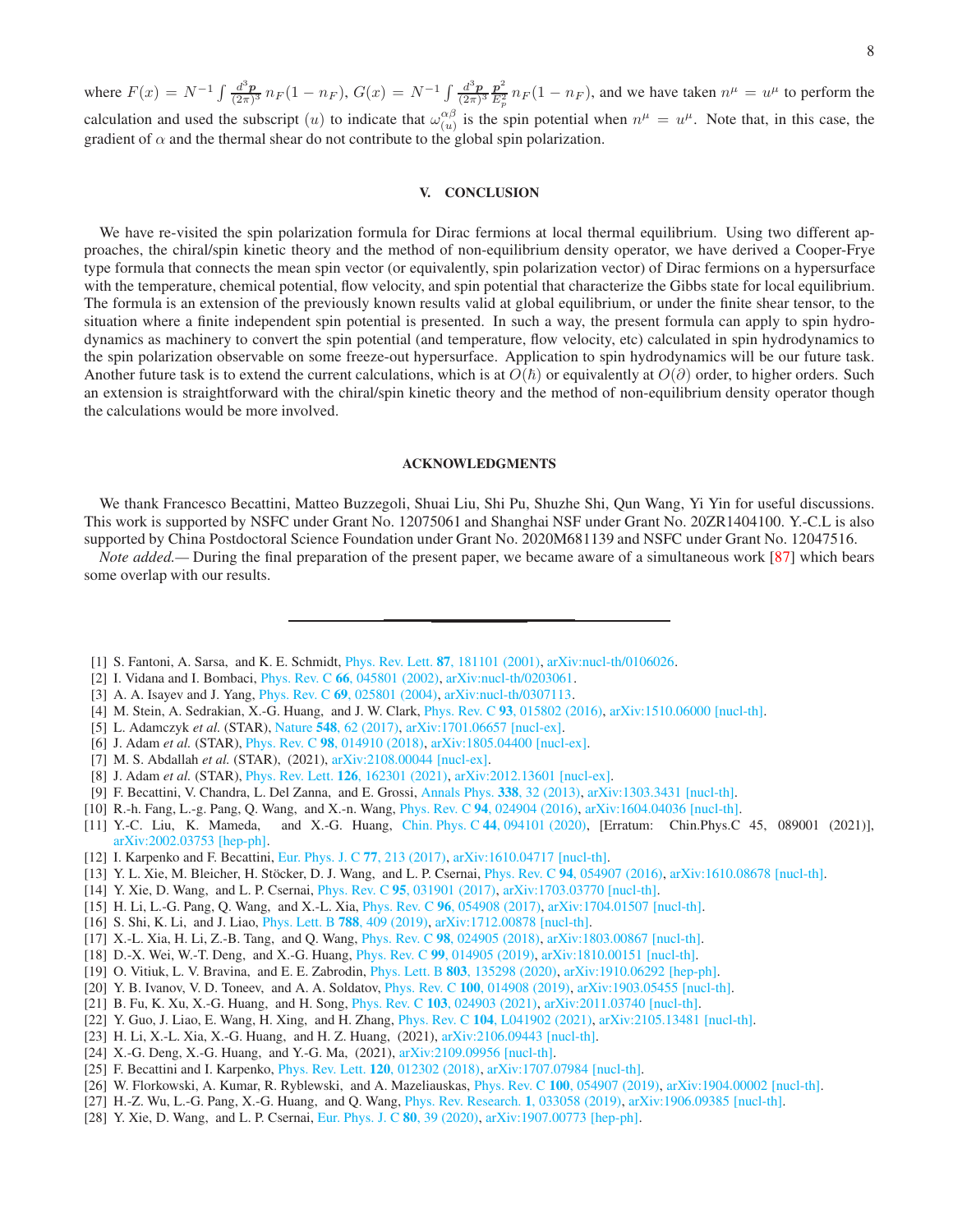where $F(x) = N^{-1} \int \frac{d^3\boldsymbol{p}}{(2\pi)^3} n_F(1-n_F)$, $G(x) = N^{-1} \int \frac{d^3\boldsymbol{p}}{(2\pi)^3} \frac{\boldsymbol{p}^2}{E_p^2} n_F(1-n_F)$, and we have taken $n^\mu = u^\mu$ to perform the calculation and used the subscript $(u)$ to indicate that $\omega^{\alpha\beta}_{(u)}$ is the spin potential when $n^\mu = u^\mu$. Note that, in this case, the gradient of $\alpha$ and the thermal shear do not contribute to the global spin polarization.

## V. CONCLUSION

We have re-visited the spin polarization formula for Dirac fermions at local thermal equilibrium. Using two different approaches, the chiral/spin kinetic theory and the method of non-equilibrium density operator, we have derived a Cooper-Frye type formula that connects the mean spin vector (or equivalently, spin polarization vector) of Dirac fermions on a hypersurface with the temperature, chemical potential, flow velocity, and spin potential that characterize the Gibbs state for local equilibrium. The formula is an extension of the previously known results valid at global equilibrium, or under the finite shear tensor, to the situation where a finite independent spin potential is presented. In such a way, the present formula can apply to spin hydrodynamics as machinery to convert the spin potential (and temperature, flow velocity, etc) calculated in spin hydrodynamics to the spin polarization observable on some freeze-out hypersurface. Application to spin hydrodynamics will be our future task. Another future task is to extend the current calculations, which is at $O(\hbar)$ or equivalently at $O(\partial)$ order, to higher orders. Such an extension is straightforward with the chiral/spin kinetic theory and the method of non-equilibrium density operator though the calculations would be more involved.

## ACKNOWLEDGMENTS

We thank Francesco Becattini, Matteo Buzzegoli, Shuai Liu, Shi Pu, Shuzhe Shi, Qun Wang, Yi Yin for useful discussions. This work is supported by NSFC under Grant No. 12075061 and Shanghai NSF under Grant No. 20ZR1404100. Y.-C.L is also supported by China Postdoctoral Science Foundation under Grant No. 2020M681139 and NSFC under Grant No. 12047516.

*Note added.—* During the final preparation of the present paper, we became aware of a simultaneous work [87] which bears some overlap with our results.

---

[1] S. Fantoni, A. Sarsa, and K. E. Schmidt, Phys. Rev. Lett. **87**, 181101 (2001), arXiv:nucl-th/0106026.
[2] I. Vidana and I. Bombaci, Phys. Rev. C **66**, 045801 (2002), arXiv:nucl-th/0203061.
[3] A. A. Isayev and J. Yang, Phys. Rev. C **69**, 025801 (2004), arXiv:nucl-th/0307113.
[4] M. Stein, A. Sedrakian, X.-G. Huang, and J. W. Clark, Phys. Rev. C **93**, 015802 (2016), arXiv:1510.06000 [nucl-th].
[5] L. Adamczyk *et al.* (STAR), Nature **548**, 62 (2017), arXiv:1701.06657 [nucl-ex].
[6] J. Adam *et al.* (STAR), Phys. Rev. C **98**, 014910 (2018), arXiv:1805.04400 [nucl-ex].
[7] M. S. Abdallah *et al.* (STAR), (2021), arXiv:2108.00044 [nucl-ex].
[8] J. Adam *et al.* (STAR), Phys. Rev. Lett. **126**, 162301 (2021), arXiv:2012.13601 [nucl-ex].
[9] F. Becattini, V. Chandra, L. Del Zanna, and E. Grossi, Annals Phys. **338**, 32 (2013), arXiv:1303.3431 [nucl-th].
[10] R.-h. Fang, L.-g. Pang, Q. Wang, and X.-n. Wang, Phys. Rev. C **94**, 024904 (2016), arXiv:1604.04036 [nucl-th].
[11] Y.-C. Liu, K. Mameda, and X.-G. Huang, Chin. Phys. C **44**, 094101 (2020), [Erratum: Chin.Phys.C 45, 089001 (2021)], arXiv:2002.03753 [hep-ph].
[12] I. Karpenko and F. Becattini, Eur. Phys. J. C **77**, 213 (2017), arXiv:1610.04717 [nucl-th].
[13] Y. L. Xie, M. Bleicher, H. Stöcker, D. J. Wang, and L. P. Csernai, Phys. Rev. C **94**, 054907 (2016), arXiv:1610.08678 [nucl-th].
[14] Y. Xie, D. Wang, and L. P. Csernai, Phys. Rev. C **95**, 031901 (2017), arXiv:1703.03770 [nucl-th].
[15] H. Li, L.-G. Pang, Q. Wang, and X.-L. Xia, Phys. Rev. C **96**, 054908 (2017), arXiv:1704.01507 [nucl-th].
[16] S. Shi, K. Li, and J. Liao, Phys. Lett. B **788**, 409 (2019), arXiv:1712.00878 [nucl-th].
[17] X.-L. Xia, H. Li, Z.-B. Tang, and Q. Wang, Phys. Rev. C **98**, 024905 (2018), arXiv:1803.00867 [nucl-th].
[18] D.-X. Wei, W.-T. Deng, and X.-G. Huang, Phys. Rev. C **99**, 014905 (2019), arXiv:1810.00151 [nucl-th].
[19] O. Vitiuk, L. V. Bravina, and E. E. Zabrodin, Phys. Lett. B **803**, 135298 (2020), arXiv:1910.06292 [hep-ph].
[20] Y. B. Ivanov, V. D. Toneev, and A. A. Soldatov, Phys. Rev. C **100**, 014908 (2019), arXiv:1903.05455 [nucl-th].
[21] B. Fu, K. Xu, X.-G. Huang, and H. Song, Phys. Rev. C **103**, 024903 (2021), arXiv:2011.03740 [nucl-th].
[22] Y. Guo, J. Liao, E. Wang, H. Xing, and H. Zhang, Phys. Rev. C **104**, L041902 (2021), arXiv:2105.13481 [nucl-th].
[23] H. Li, X.-L. Xia, X.-G. Huang, and H. Z. Huang, (2021), arXiv:2106.09443 [nucl-th].
[24] X.-G. Deng, X.-G. Huang, and Y.-G. Ma, (2021), arXiv:2109.09956 [nucl-th].
[25] F. Becattini and I. Karpenko, Phys. Rev. Lett. **120**, 012302 (2018), arXiv:1707.07984 [nucl-th].
[26] W. Florkowski, A. Kumar, R. Ryblewski, and A. Mazeliauskas, Phys. Rev. C **100**, 054907 (2019), arXiv:1904.00002 [nucl-th].
[27] H.-Z. Wu, L.-G. Pang, X.-G. Huang, and Q. Wang, Phys. Rev. Research. **1**, 033058 (2019), arXiv:1906.09385 [nucl-th].
[28] Y. Xie, D. Wang, and L. P. Csernai, Eur. Phys. J. C **80**, 39 (2020), arXiv:1907.00773 [hep-ph].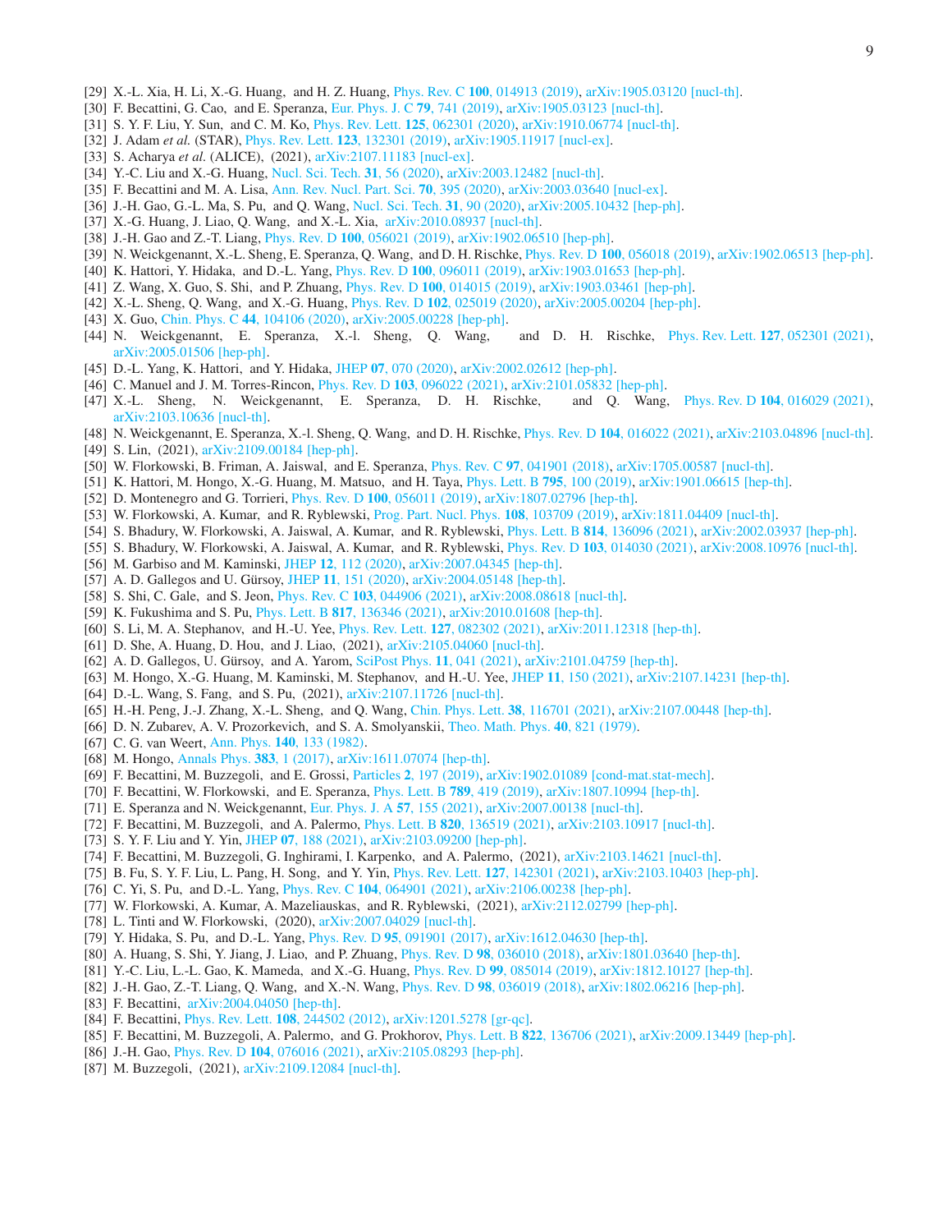[29] X.-L. Xia, H. Li, X.-G. Huang, and H. Z. Huang, Phys. Rev. C **100**, 014913 (2019), arXiv:1905.03120 [nucl-th].
[30] F. Becattini, G. Cao, and E. Speranza, Eur. Phys. J. C **79**, 741 (2019), arXiv:1905.03123 [nucl-th].
[31] S. Y. F. Liu, Y. Sun, and C. M. Ko, Phys. Rev. Lett. **125**, 062301 (2020), arXiv:1910.06774 [nucl-th].
[32] J. Adam *et al.* (STAR), Phys. Rev. Lett. **123**, 132301 (2019), arXiv:1905.11917 [nucl-ex].
[33] S. Acharya *et al.* (ALICE), (2021), arXiv:2107.11183 [nucl-ex].
[34] Y.-C. Liu and X.-G. Huang, Nucl. Sci. Tech. **31**, 56 (2020), arXiv:2003.12482 [nucl-th].
[35] F. Becattini and M. A. Lisa, Ann. Rev. Nucl. Part. Sci. **70**, 395 (2020), arXiv:2003.03640 [nucl-ex].
[36] J.-H. Gao, G.-L. Ma, S. Pu, and Q. Wang, Nucl. Sci. Tech. **31**, 90 (2020), arXiv:2005.10432 [hep-ph].
[37] X.-G. Huang, J. Liao, Q. Wang, and X.-L. Xia, arXiv:2010.08937 [nucl-th].
[38] J.-H. Gao and Z.-T. Liang, Phys. Rev. D **100**, 056021 (2019), arXiv:1902.06510 [hep-ph].
[39] N. Weickgenannt, X.-L. Sheng, E. Speranza, Q. Wang, and D. H. Rischke, Phys. Rev. D **100**, 056018 (2019), arXiv:1902.06513 [hep-ph].
[40] K. Hattori, Y. Hidaka, and D.-L. Yang, Phys. Rev. D **100**, 096011 (2019), arXiv:1903.01653 [hep-ph].
[41] Z. Wang, X. Guo, S. Shi, and P. Zhuang, Phys. Rev. D **100**, 014015 (2019), arXiv:1903.03461 [hep-ph].
[42] X.-L. Sheng, Q. Wang, and X.-G. Huang, Phys. Rev. D **102**, 025019 (2020), arXiv:2005.00204 [hep-ph].
[43] X. Guo, Chin. Phys. C **44**, 104106 (2020), arXiv:2005.00228 [hep-ph].
[44] N. Weickgenannt, E. Speranza, X.-l. Sheng, Q. Wang, and D. H. Rischke, Phys. Rev. Lett. **127**, 052301 (2021), arXiv:2005.01506 [hep-ph].
[45] D.-L. Yang, K. Hattori, and Y. Hidaka, JHEP **07**, 070 (2020), arXiv:2002.02612 [hep-ph].
[46] C. Manuel and J. M. Torres-Rincon, Phys. Rev. D **103**, 096022 (2021), arXiv:2101.05832 [hep-ph].
[47] X.-L. Sheng, N. Weickgenannt, E. Speranza, D. H. Rischke, and Q. Wang, Phys. Rev. D **104**, 016029 (2021), arXiv:2103.10636 [nucl-th].
[48] N. Weickgenannt, E. Speranza, X.-l. Sheng, Q. Wang, and D. H. Rischke, Phys. Rev. D **104**, 016022 (2021), arXiv:2103.04896 [nucl-th].
[49] S. Lin, (2021), arXiv:2109.00184 [hep-ph].
[50] W. Florkowski, B. Friman, A. Jaiswal, and E. Speranza, Phys. Rev. C **97**, 041901 (2018), arXiv:1705.00587 [nucl-th].
[51] K. Hattori, M. Hongo, X.-G. Huang, M. Matsuo, and H. Taya, Phys. Lett. B **795**, 100 (2019), arXiv:1901.06615 [hep-th].
[52] D. Montenegro and G. Torrieri, Phys. Rev. D **100**, 056011 (2019), arXiv:1807.02796 [hep-th].
[53] W. Florkowski, A. Kumar, and R. Ryblewski, Prog. Part. Nucl. Phys. **108**, 103709 (2019), arXiv:1811.04409 [nucl-th].
[54] S. Bhadury, W. Florkowski, A. Jaiswal, A. Kumar, and R. Ryblewski, Phys. Lett. B **814**, 136096 (2021), arXiv:2002.03937 [hep-ph].
[55] S. Bhadury, W. Florkowski, A. Jaiswal, A. Kumar, and R. Ryblewski, Phys. Rev. D **103**, 014030 (2021), arXiv:2008.10976 [nucl-th].
[56] M. Garbiso and M. Kaminski, JHEP **12**, 112 (2020), arXiv:2007.04345 [hep-th].
[57] A. D. Gallegos and U. Gürsoy, JHEP **11**, 151 (2020), arXiv:2004.05148 [hep-th].
[58] S. Shi, C. Gale, and S. Jeon, Phys. Rev. C **103**, 044906 (2021), arXiv:2008.08618 [nucl-th].
[59] K. Fukushima and S. Pu, Phys. Lett. B **817**, 136346 (2021), arXiv:2010.01608 [hep-th].
[60] S. Li, M. A. Stephanov, and H.-U. Yee, Phys. Rev. Lett. **127**, 082302 (2021), arXiv:2011.12318 [hep-th].
[61] D. She, A. Huang, D. Hou, and J. Liao, (2021), arXiv:2105.04060 [nucl-th].
[62] A. D. Gallegos, U. Gürsoy, and A. Yarom, SciPost Phys. **11**, 041 (2021), arXiv:2101.04759 [hep-th].
[63] M. Hongo, X.-G. Huang, M. Kaminski, M. Stephanov, and H.-U. Yee, JHEP **11**, 150 (2021), arXiv:2107.14231 [hep-th].
[64] D.-L. Wang, S. Fang, and S. Pu, (2021), arXiv:2107.11726 [nucl-th].
[65] H.-H. Peng, J.-J. Zhang, X.-L. Sheng, and Q. Wang, Chin. Phys. Lett. **38**, 116701 (2021), arXiv:2107.00448 [hep-th].
[66] D. N. Zubarev, A. V. Prozorkevich, and S. A. Smolyanskii, Theo. Math. Phys. **40**, 821 (1979).
[67] C. G. van Weert, Ann. Phys. **140**, 133 (1982).
[68] M. Hongo, Annals Phys. **383**, 1 (2017), arXiv:1611.07074 [hep-th].
[69] F. Becattini, M. Buzzegoli, and E. Grossi, Particles **2**, 197 (2019), arXiv:1902.01089 [cond-mat.stat-mech].
[70] F. Becattini, W. Florkowski, and E. Speranza, Phys. Lett. B **789**, 419 (2019), arXiv:1807.10994 [hep-th].
[71] E. Speranza and N. Weickgenannt, Eur. Phys. J. A **57**, 155 (2021), arXiv:2007.00138 [nucl-th].
[72] F. Becattini, M. Buzzegoli, and A. Palermo, Phys. Lett. B **820**, 136519 (2021), arXiv:2103.10917 [nucl-th].
[73] S. Y. F. Liu and Y. Yin, JHEP **07**, 188 (2021), arXiv:2103.09200 [hep-ph].
[74] F. Becattini, M. Buzzegoli, G. Inghirami, I. Karpenko, and A. Palermo, (2021), arXiv:2103.14621 [nucl-th].
[75] B. Fu, S. Y. F. Liu, L. Pang, H. Song, and Y. Yin, Phys. Rev. Lett. **127**, 142301 (2021), arXiv:2103.10403 [hep-ph].
[76] C. Yi, S. Pu, and D.-L. Yang, Phys. Rev. C **104**, 064901 (2021), arXiv:2106.00238 [hep-ph].
[77] W. Florkowski, A. Kumar, A. Mazeliauskas, and R. Ryblewski, (2021), arXiv:2112.02799 [hep-ph].
[78] L. Tinti and W. Florkowski, (2020), arXiv:2007.04029 [nucl-th].
[79] Y. Hidaka, S. Pu, and D.-L. Yang, Phys. Rev. D **95**, 091901 (2017), arXiv:1612.04630 [hep-th].
[80] A. Huang, S. Shi, Y. Jiang, J. Liao, and P. Zhuang, Phys. Rev. D **98**, 036010 (2018), arXiv:1801.03640 [hep-th].
[81] Y.-C. Liu, L.-L. Gao, K. Mameda, and X.-G. Huang, Phys. Rev. D **99**, 085014 (2019), arXiv:1812.10127 [hep-th].
[82] J.-H. Gao, Z.-T. Liang, Q. Wang, and X.-N. Wang, Phys. Rev. D **98**, 036019 (2018), arXiv:1802.06216 [hep-ph].
[83] F. Becattini, arXiv:2004.04050 [hep-th].
[84] F. Becattini, Phys. Rev. Lett. **108**, 244502 (2012), arXiv:1201.5278 [gr-qc].
[85] F. Becattini, M. Buzzegoli, A. Palermo, and G. Prokhorov, Phys. Lett. B **822**, 136706 (2021), arXiv:2009.13449 [hep-ph].
[86] J.-H. Gao, Phys. Rev. D **104**, 076016 (2021), arXiv:2105.08293 [hep-ph].
[87] M. Buzzegoli, (2021), arXiv:2109.12084 [nucl-th].